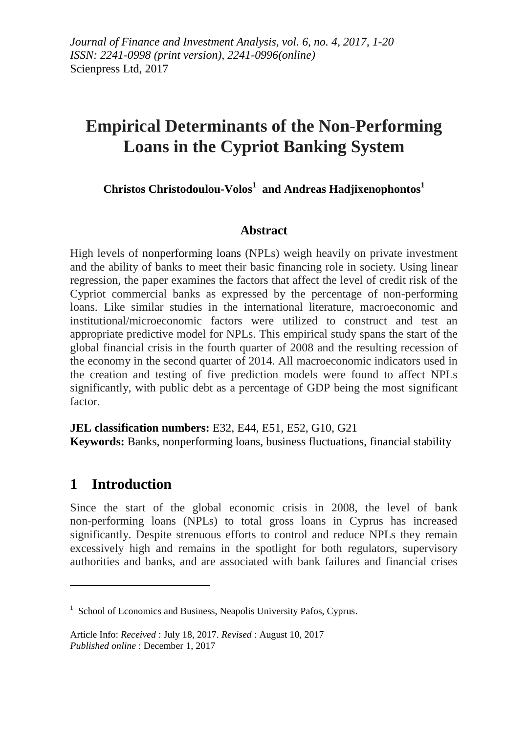*Journal of Finance and Investment Analysis, vol. 6, no. 4, 2017, 1-20*
*ISSN: 2241-0998 (print version), 2241-0996(online)*
Scienpress Ltd, 2017

# Empirical Determinants of the Non-Performing Loans in the Cypriot Banking System

**Christos Christodoulou-Volos[1] and Andreas Hadjixenophontos[1]**

## Abstract

High levels of nonperforming loans (NPLs) weigh heavily on private investment and the ability of banks to meet their basic financing role in society. Using linear regression, the paper examines the factors that affect the level of credit risk of the Cypriot commercial banks as expressed by the percentage of non-performing loans. Like similar studies in the international literature, macroeconomic and institutional/microeconomic factors were utilized to construct and test an appropriate predictive model for NPLs. This empirical study spans the start of the global financial crisis in the fourth quarter of 2008 and the resulting recession of the economy in the second quarter of 2014. All macroeconomic indicators used in the creation and testing of five prediction models were found to affect NPLs significantly, with public debt as a percentage of GDP being the most significant factor.

**JEL classification numbers:** E32, E44, E51, E52, G10, G21
**Keywords:** Banks, nonperforming loans, business fluctuations, financial stability

## 1 Introduction

Since the start of the global economic crisis in 2008, the level of bank non-performing loans (NPLs) to total gross loans in Cyprus has increased significantly. Despite strenuous efforts to control and reduce NPLs they remain excessively high and remains in the spotlight for both regulators, supervisory authorities and banks, and are associated with bank failures and financial crises

---

[1] School of Economics and Business, Neapolis University Pafos, Cyprus.

Article Info: *Received* : July 18, 2017. *Revised* : August 10, 2017
*Published online* : December 1, 2017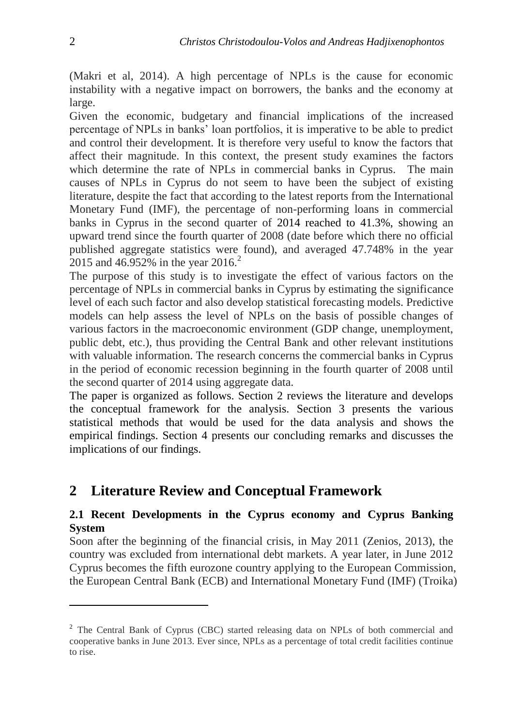(Makri et al, 2014). A high percentage of NPLs is the cause for economic instability with a negative impact on borrowers, the banks and the economy at large.

Given the economic, budgetary and financial implications of the increased percentage of NPLs in banks' loan portfolios, it is imperative to be able to predict and control their development. It is therefore very useful to know the factors that affect their magnitude. In this context, the present study examines the factors which determine the rate of NPLs in commercial banks in Cyprus. The main causes of NPLs in Cyprus do not seem to have been the subject of existing literature, despite the fact that according to the latest reports from the International Monetary Fund (IMF), the percentage of non-performing loans in commercial banks in Cyprus in the second quarter of 2014 reached to 41.3%, showing an upward trend since the fourth quarter of 2008 (date before which there no official published aggregate statistics were found), and averaged 47.748% in the year 2015 and 46.952% in the year 2016.[2]

The purpose of this study is to investigate the effect of various factors on the percentage of NPLs in commercial banks in Cyprus by estimating the significance level of each such factor and also develop statistical forecasting models. Predictive models can help assess the level of NPLs on the basis of possible changes of various factors in the macroeconomic environment (GDP change, unemployment, public debt, etc.), thus providing the Central Bank and other relevant institutions with valuable information. The research concerns the commercial banks in Cyprus in the period of economic recession beginning in the fourth quarter of 2008 until the second quarter of 2014 using aggregate data.

The paper is organized as follows. Section 2 reviews the literature and develops the conceptual framework for the analysis. Section 3 presents the various statistical methods that would be used for the data analysis and shows the empirical findings. Section 4 presents our concluding remarks and discusses the implications of our findings.

## 2 Literature Review and Conceptual Framework

### 2.1 Recent Developments in the Cyprus economy and Cyprus Banking System

Soon after the beginning of the financial crisis, in May 2011 (Zenios, 2013), the country was excluded from international debt markets. A year later, in June 2012 Cyprus becomes the fifth eurozone country applying to the European Commission, the European Central Bank (ECB) and International Monetary Fund (IMF) (Troika)

---

[2] The Central Bank of Cyprus (CBC) started releasing data on NPLs of both commercial and cooperative banks in June 2013. Ever since, NPLs as a percentage of total credit facilities continue to rise.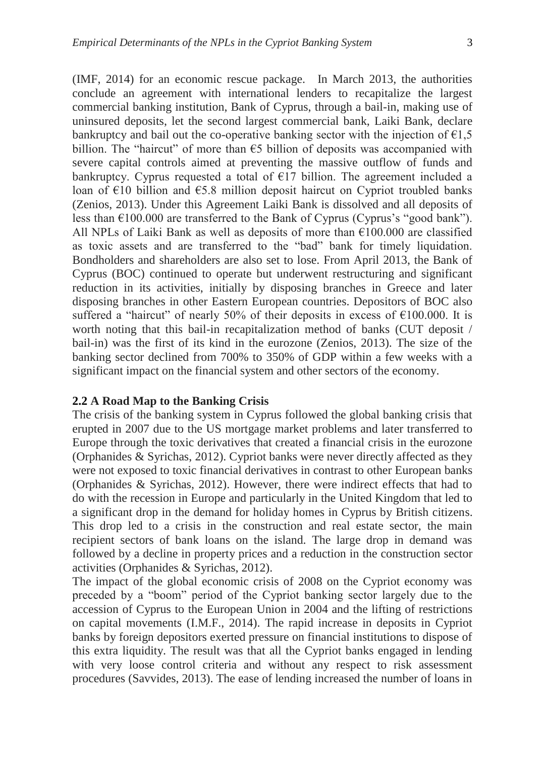(IMF, 2014) for an economic rescue package. In March 2013, the authorities conclude an agreement with international lenders to recapitalize the largest commercial banking institution, Bank of Cyprus, through a bail-in, making use of uninsured deposits, let the second largest commercial bank, Laiki Bank, declare bankruptcy and bail out the co-operative banking sector with the injection of €1,5 billion. The "haircut" of more than €5 billion of deposits was accompanied with severe capital controls aimed at preventing the massive outflow of funds and bankruptcy. Cyprus requested a total of €17 billion. The agreement included a loan of €10 billion and €5.8 million deposit haircut on Cypriot troubled banks (Zenios, 2013). Under this Agreement Laiki Bank is dissolved and all deposits of less than €100.000 are transferred to the Bank of Cyprus (Cyprus's "good bank"). All NPLs of Laiki Bank as well as deposits of more than €100.000 are classified as toxic assets and are transferred to the "bad" bank for timely liquidation. Bondholders and shareholders are also set to lose. From April 2013, the Bank of Cyprus (BOC) continued to operate but underwent restructuring and significant reduction in its activities, initially by disposing branches in Greece and later disposing branches in other Eastern European countries. Depositors of BOC also suffered a "haircut" of nearly 50% of their deposits in excess of €100.000. It is worth noting that this bail-in recapitalization method of banks (CUT deposit / bail-in) was the first of its kind in the eurozone (Zenios, 2013). The size of the banking sector declined from 700% to 350% of GDP within a few weeks with a significant impact on the financial system and other sectors of the economy.

### 2.2 A Road Map to the Banking Crisis

The crisis of the banking system in Cyprus followed the global banking crisis that erupted in 2007 due to the US mortgage market problems and later transferred to Europe through the toxic derivatives that created a financial crisis in the eurozone (Orphanides & Syrichas, 2012). Cypriot banks were never directly affected as they were not exposed to toxic financial derivatives in contrast to other European banks (Orphanides & Syrichas, 2012). However, there were indirect effects that had to do with the recession in Europe and particularly in the United Kingdom that led to a significant drop in the demand for holiday homes in Cyprus by British citizens. This drop led to a crisis in the construction and real estate sector, the main recipient sectors of bank loans on the island. The large drop in demand was followed by a decline in property prices and a reduction in the construction sector activities (Orphanides & Syrichas, 2012).

The impact of the global economic crisis of 2008 on the Cypriot economy was preceded by a "boom" period of the Cypriot banking sector largely due to the accession of Cyprus to the European Union in 2004 and the lifting of restrictions on capital movements (I.M.F., 2014). The rapid increase in deposits in Cypriot banks by foreign depositors exerted pressure on financial institutions to dispose of this extra liquidity. The result was that all the Cypriot banks engaged in lending with very loose control criteria and without any respect to risk assessment procedures (Savvides, 2013). The ease of lending increased the number of loans in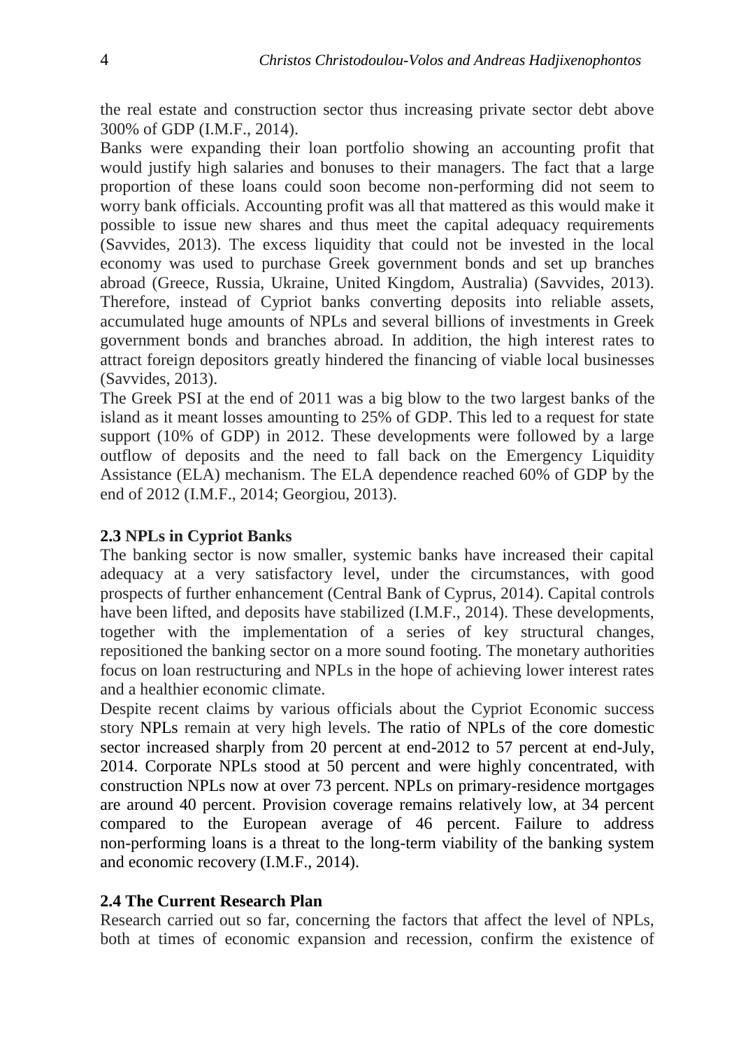the real estate and construction sector thus increasing private sector debt above 300% of GDP (I.M.F., 2014).

Banks were expanding their loan portfolio showing an accounting profit that would justify high salaries and bonuses to their managers. The fact that a large proportion of these loans could soon become non-performing did not seem to worry bank officials. Accounting profit was all that mattered as this would make it possible to issue new shares and thus meet the capital adequacy requirements (Savvides, 2013). The excess liquidity that could not be invested in the local economy was used to purchase Greek government bonds and set up branches abroad (Greece, Russia, Ukraine, United Kingdom, Australia) (Savvides, 2013). Therefore, instead of Cypriot banks converting deposits into reliable assets, accumulated huge amounts of NPLs and several billions of investments in Greek government bonds and branches abroad. In addition, the high interest rates to attract foreign depositors greatly hindered the financing of viable local businesses (Savvides, 2013).

The Greek PSI at the end of 2011 was a big blow to the two largest banks of the island as it meant losses amounting to 25% of GDP. This led to a request for state support (10% of GDP) in 2012. These developments were followed by a large outflow of deposits and the need to fall back on the Emergency Liquidity Assistance (ELA) mechanism. The ELA dependence reached 60% of GDP by the end of 2012 (I.M.F., 2014; Georgiou, 2013).

### 2.3 NPLs in Cypriot Banks

The banking sector is now smaller, systemic banks have increased their capital adequacy at a very satisfactory level, under the circumstances, with good prospects of further enhancement (Central Bank of Cyprus, 2014). Capital controls have been lifted, and deposits have stabilized (I.M.F., 2014). These developments, together with the implementation of a series of key structural changes, repositioned the banking sector on a more sound footing. The monetary authorities focus on loan restructuring and NPLs in the hope of achieving lower interest rates and a healthier economic climate.

Despite recent claims by various officials about the Cypriot Economic success story NPLs remain at very high levels. The ratio of NPLs of the core domestic sector increased sharply from 20 percent at end-2012 to 57 percent at end-July, 2014. Corporate NPLs stood at 50 percent and were highly concentrated, with construction NPLs now at over 73 percent. NPLs on primary-residence mortgages are around 40 percent. Provision coverage remains relatively low, at 34 percent compared to the European average of 46 percent. Failure to address non-performing loans is a threat to the long-term viability of the banking system and economic recovery (I.M.F., 2014).

### 2.4 The Current Research Plan

Research carried out so far, concerning the factors that affect the level of NPLs, both at times of economic expansion and recession, confirm the existence of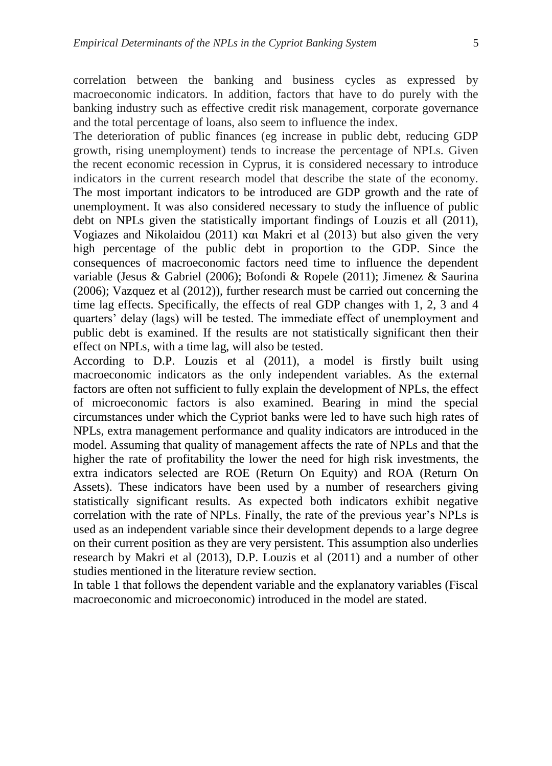correlation between the banking and business cycles as expressed by macroeconomic indicators. In addition, factors that have to do purely with the banking industry such as effective credit risk management, corporate governance and the total percentage of loans, also seem to influence the index.

The deterioration of public finances (eg increase in public debt, reducing GDP growth, rising unemployment) tends to increase the percentage of NPLs. Given the recent economic recession in Cyprus, it is considered necessary to introduce indicators in the current research model that describe the state of the economy. The most important indicators to be introduced are GDP growth and the rate of unemployment. It was also considered necessary to study the influence of public debt on NPLs given the statistically important findings of Louzis et all (2011), Vogiazes and Nikolaidou (2011) και Makri et al (2013) but also given the very high percentage of the public debt in proportion to the GDP. Since the consequences of macroeconomic factors need time to influence the dependent variable (Jesus & Gabriel (2006); Bofondi & Ropele (2011); Jimenez & Saurina (2006); Vazquez et al (2012)), further research must be carried out concerning the time lag effects. Specifically, the effects of real GDP changes with 1, 2, 3 and 4 quarters' delay (lags) will be tested. The immediate effect of unemployment and public debt is examined. If the results are not statistically significant then their effect on NPLs, with a time lag, will also be tested.

According to D.P. Louzis et al (2011), a model is firstly built using macroeconomic indicators as the only independent variables. As the external factors are often not sufficient to fully explain the development of NPLs, the effect of microeconomic factors is also examined. Bearing in mind the special circumstances under which the Cypriot banks were led to have such high rates of NPLs, extra management performance and quality indicators are introduced in the model. Assuming that quality of management affects the rate of NPLs and that the higher the rate of profitability the lower the need for high risk investments, the extra indicators selected are ROE (Return On Equity) and ROA (Return On Assets). These indicators have been used by a number of researchers giving statistically significant results. As expected both indicators exhibit negative correlation with the rate of NPLs. Finally, the rate of the previous year's NPLs is used as an independent variable since their development depends to a large degree on their current position as they are very persistent. This assumption also underlies research by Makri et al (2013), D.P. Louzis et al (2011) and a number of other studies mentioned in the literature review section.

In table 1 that follows the dependent variable and the explanatory variables (Fiscal macroeconomic and microeconomic) introduced in the model are stated.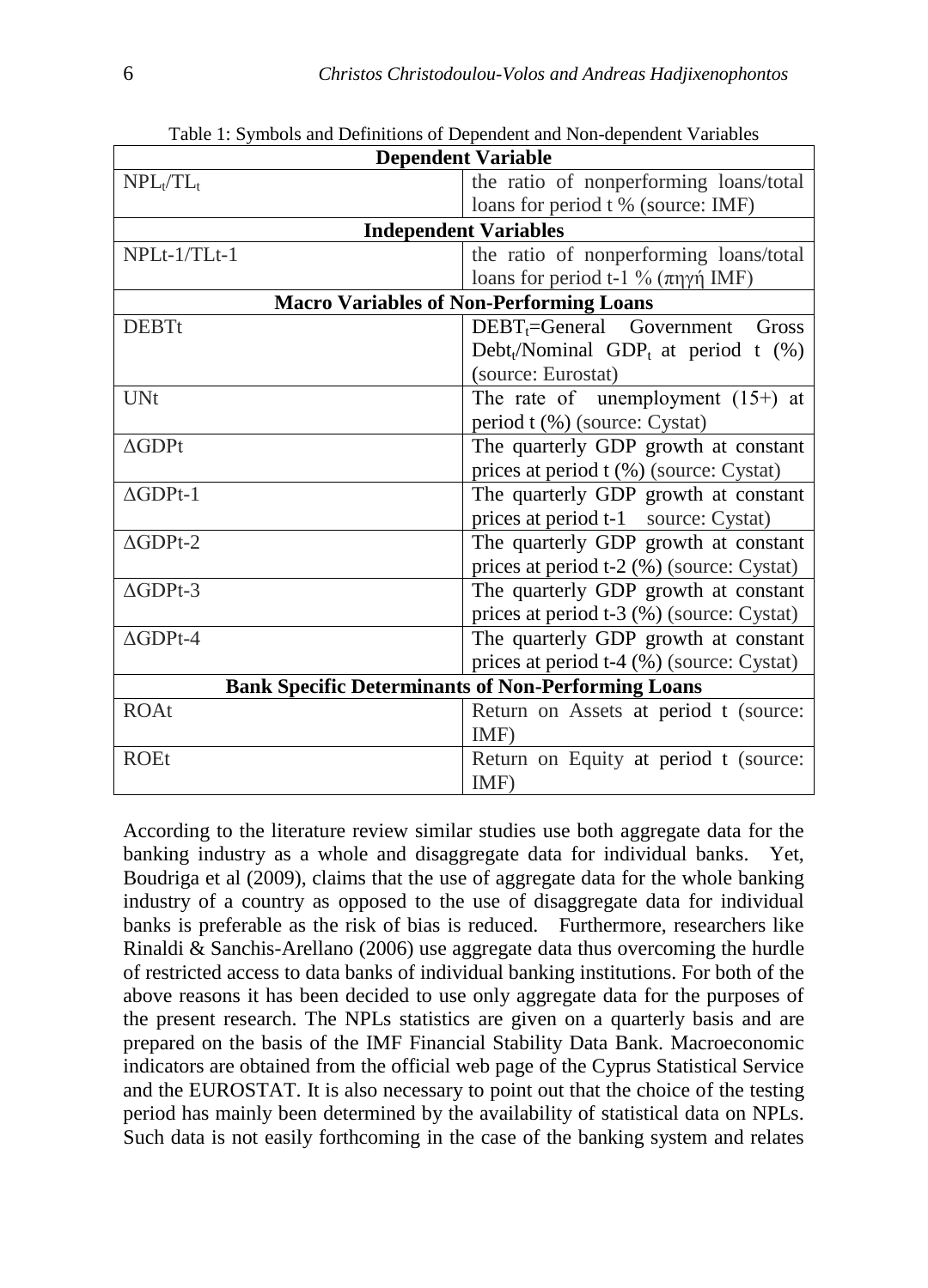Table 1: Symbols and Definitions of Dependent and Non-dependent Variables

| **Dependent Variable** | |
|---|---|
| $NPL_t/TL_t$ | the ratio of nonperforming loans/total loans for period t % (source: IMF) |
| **Independent Variables** | |
| NPLt-1/TLt-1 | the ratio of nonperforming loans/total loans for period t-1 % (πηγή IMF) |
| **Macro Variables of Non-Performing Loans** | |
| DEBTt | $DEBT_t$=General Government Gross $Debt_t$/Nominal $GDP_t$ at period t (%) (source: Eurostat) |
| UNt | The rate of unemployment (15+) at period t (%) (source: Cystat) |
| ΔGDPt | The quarterly GDP growth at constant prices at period t (%) (source: Cystat) |
| ΔGDPt-1 | The quarterly GDP growth at constant prices at period t-1 source: Cystat) |
| ΔGDPt-2 | The quarterly GDP growth at constant prices at period t-2 (%) (source: Cystat) |
| ΔGDPt-3 | The quarterly GDP growth at constant prices at period t-3 (%) (source: Cystat) |
| ΔGDPt-4 | The quarterly GDP growth at constant prices at period t-4 (%) (source: Cystat) |
| **Bank Specific Determinants of Non-Performing Loans** | |
| ROAt | Return on Assets at period t (source: IMF) |
| ROEt | Return on Equity at period t (source: IMF) |

According to the literature review similar studies use both aggregate data for the banking industry as a whole and disaggregate data for individual banks. Yet, Boudriga et al (2009), claims that the use of aggregate data for the whole banking industry of a country as opposed to the use of disaggregate data for individual banks is preferable as the risk of bias is reduced. Furthermore, researchers like Rinaldi & Sanchis-Arellano (2006) use aggregate data thus overcoming the hurdle of restricted access to data banks of individual banking institutions. For both of the above reasons it has been decided to use only aggregate data for the purposes of the present research. The NPLs statistics are given on a quarterly basis and are prepared on the basis of the IMF Financial Stability Data Bank. Macroeconomic indicators are obtained from the official web page of the Cyprus Statistical Service and the EUROSTAT. It is also necessary to point out that the choice of the testing period has mainly been determined by the availability of statistical data on NPLs. Such data is not easily forthcoming in the case of the banking system and relates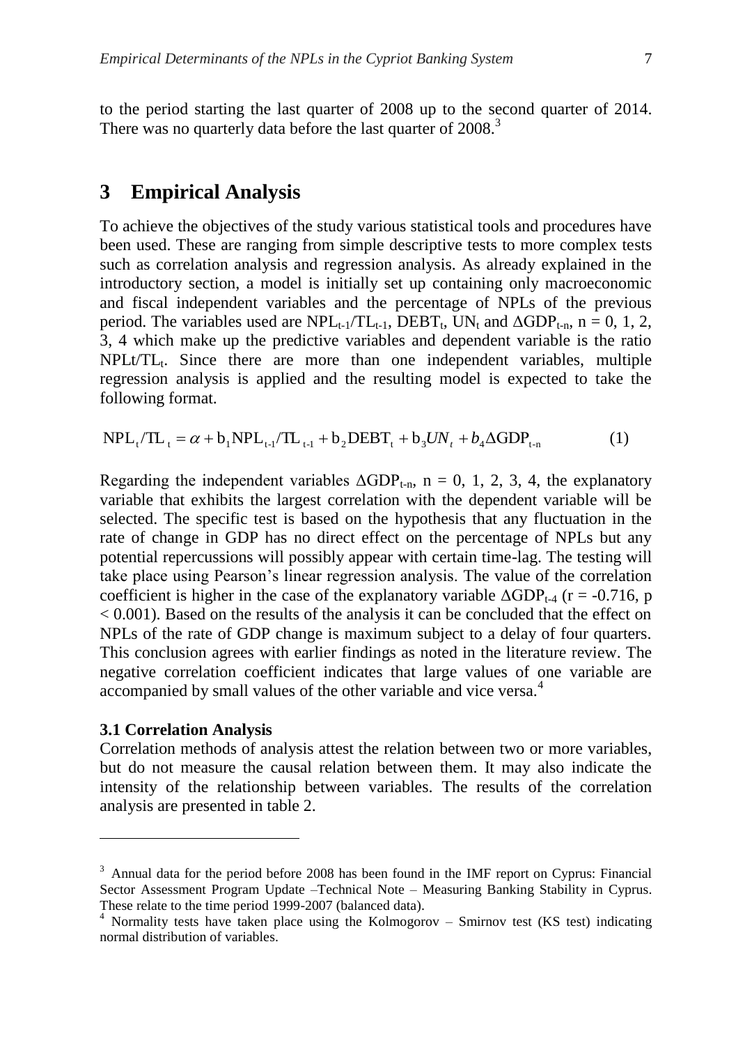to the period starting the last quarter of 2008 up to the second quarter of 2014. There was no quarterly data before the last quarter of 2008.[3]

# 3 Empirical Analysis

To achieve the objectives of the study various statistical tools and procedures have been used. These are ranging from simple descriptive tests to more complex tests such as correlation analysis and regression analysis. As already explained in the introductory section, a model is initially set up containing only macroeconomic and fiscal independent variables and the percentage of NPLs of the previous period. The variables used are $NPL_{t-1}/TL_{t-1}$, $DEBT_t$, $UN_t$ and $\Delta GDP_{t-n}$, n = 0, 1, 2, 3, 4 which make up the predictive variables and dependent variable is the ratio $NPLt/TL_t$. Since there are more than one independent variables, multiple regression analysis is applied and the resulting model is expected to take the following format.

$$NPL_t/TL_t = \alpha + b_1 NPL_{t-1}/TL_{t-1} + b_2 DEBT_t + b_3 UN_t + b_4 \Delta GDP_{t-n} \qquad (1)$$

Regarding the independent variables $\Delta GDP_{t-n}$, n = 0, 1, 2, 3, 4, the explanatory variable that exhibits the largest correlation with the dependent variable will be selected. The specific test is based on the hypothesis that any fluctuation in the rate of change in GDP has no direct effect on the percentage of NPLs but any potential repercussions will possibly appear with certain time-lag. The testing will take place using Pearson's linear regression analysis. The value of the correlation coefficient is higher in the case of the explanatory variable $\Delta GDP_{t-4}$ ($r = -0.716$, $p < 0.001$). Based on the results of the analysis it can be concluded that the effect on NPLs of the rate of GDP change is maximum subject to a delay of four quarters. This conclusion agrees with earlier findings as noted in the literature review. The negative correlation coefficient indicates that large values of one variable are accompanied by small values of the other variable and vice versa.[4]

### 3.1 Correlation Analysis

Correlation methods of analysis attest the relation between two or more variables, but do not measure the causal relation between them. It may also indicate the intensity of the relationship between variables. The results of the correlation analysis are presented in table 2.

---

[3] Annual data for the period before 2008 has been found in the IMF report on Cyprus: Financial Sector Assessment Program Update –Technical Note – Measuring Banking Stability in Cyprus. These relate to the time period 1999-2007 (balanced data).

[4] Normality tests have taken place using the Kolmogorov – Smirnov test (KS test) indicating normal distribution of variables.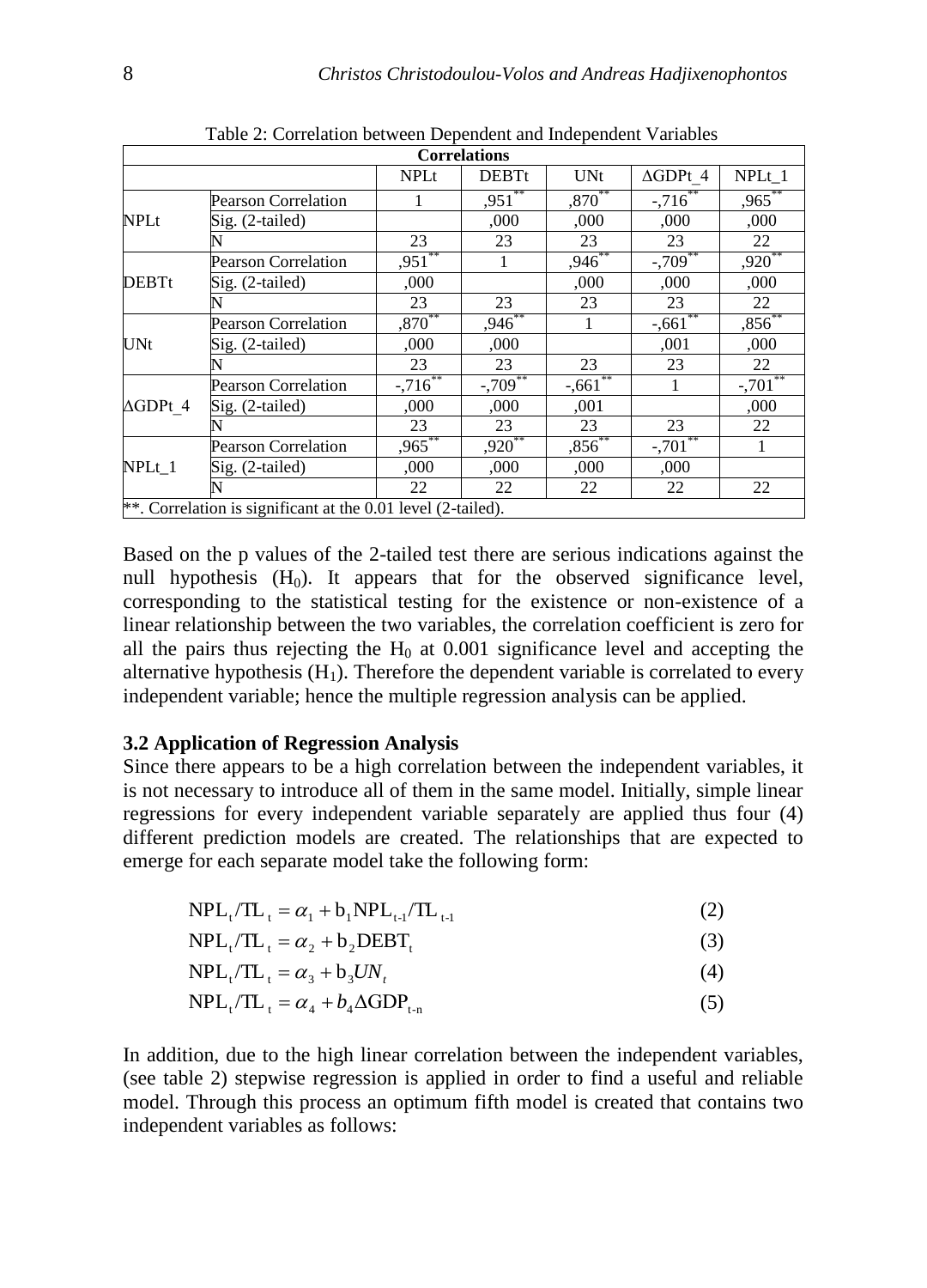Table 2: Correlation between Dependent and Independent Variables

| Correlations | | | | | | |
|---|---|---|---|---|---|---|
| | | NPLt | DEBTt | UNt | ΔGDPt_4 | NPLt_1 |
| NPLt | Pearson Correlation | 1 | ,951** | ,870** | -,716** | ,965** |
| | Sig. (2-tailed) | | ,000 | ,000 | ,000 | ,000 |
| | N | 23 | 23 | 23 | 23 | 22 |
| DEBTt | Pearson Correlation | ,951** | 1 | ,946** | -,709** | ,920** |
| | Sig. (2-tailed) | ,000 | | ,000 | ,000 | ,000 |
| | N | 23 | 23 | 23 | 23 | 22 |
| UNt | Pearson Correlation | ,870** | ,946** | 1 | -,661** | ,856** |
| | Sig. (2-tailed) | ,000 | ,000 | | ,001 | ,000 |
| | N | 23 | 23 | 23 | 23 | 22 |
| ΔGDPt_4 | Pearson Correlation | -,716** | -,709** | -,661** | 1 | -,701** |
| | Sig. (2-tailed) | ,000 | ,000 | ,001 | | ,000 |
| | N | 23 | 23 | 23 | 23 | 22 |
| NPLt_1 | Pearson Correlation | ,965** | ,920** | ,856** | -,701** | 1 |
| | Sig. (2-tailed) | ,000 | ,000 | ,000 | ,000 | |
| | N | 22 | 22 | 22 | 22 | 22 |

**. Correlation is significant at the 0.01 level (2-tailed).

Based on the p values of the 2-tailed test there are serious indications against the null hypothesis ($H_0$). It appears that for the observed significance level, corresponding to the statistical testing for the existence or non-existence of a linear relationship between the two variables, the correlation coefficient is zero for all the pairs thus rejecting the $H_0$ at 0.001 significance level and accepting the alternative hypothesis ($H_1$). Therefore the dependent variable is correlated to every independent variable; hence the multiple regression analysis can be applied.

### 3.2 Application of Regression Analysis

Since there appears to be a high correlation between the independent variables, it is not necessary to introduce all of them in the same model. Initially, simple linear regressions for every independent variable separately are applied thus four (4) different prediction models are created. The relationships that are expected to emerge for each separate model take the following form:

$$\mathrm{NPL_t/TL_t} = \alpha_1 + \mathrm{b_1 NPL_{t\text{-}1}/TL_{t\text{-}1}} \qquad (2)$$

$$\mathrm{NPL_t/TL_t} = \alpha_2 + \mathrm{b_2 DEBT_t} \qquad (3)$$

$$\mathrm{NPL_t/TL_t} = \alpha_3 + \mathrm{b_3} UN_t \qquad (4)$$

$$\mathrm{NPL_t/TL_t} = \alpha_4 + b_4 \Delta \mathrm{GDP_{t\text{-}n}} \qquad (5)$$

In addition, due to the high linear correlation between the independent variables, (see table 2) stepwise regression is applied in order to find a useful and reliable model. Through this process an optimum fifth model is created that contains two independent variables as follows: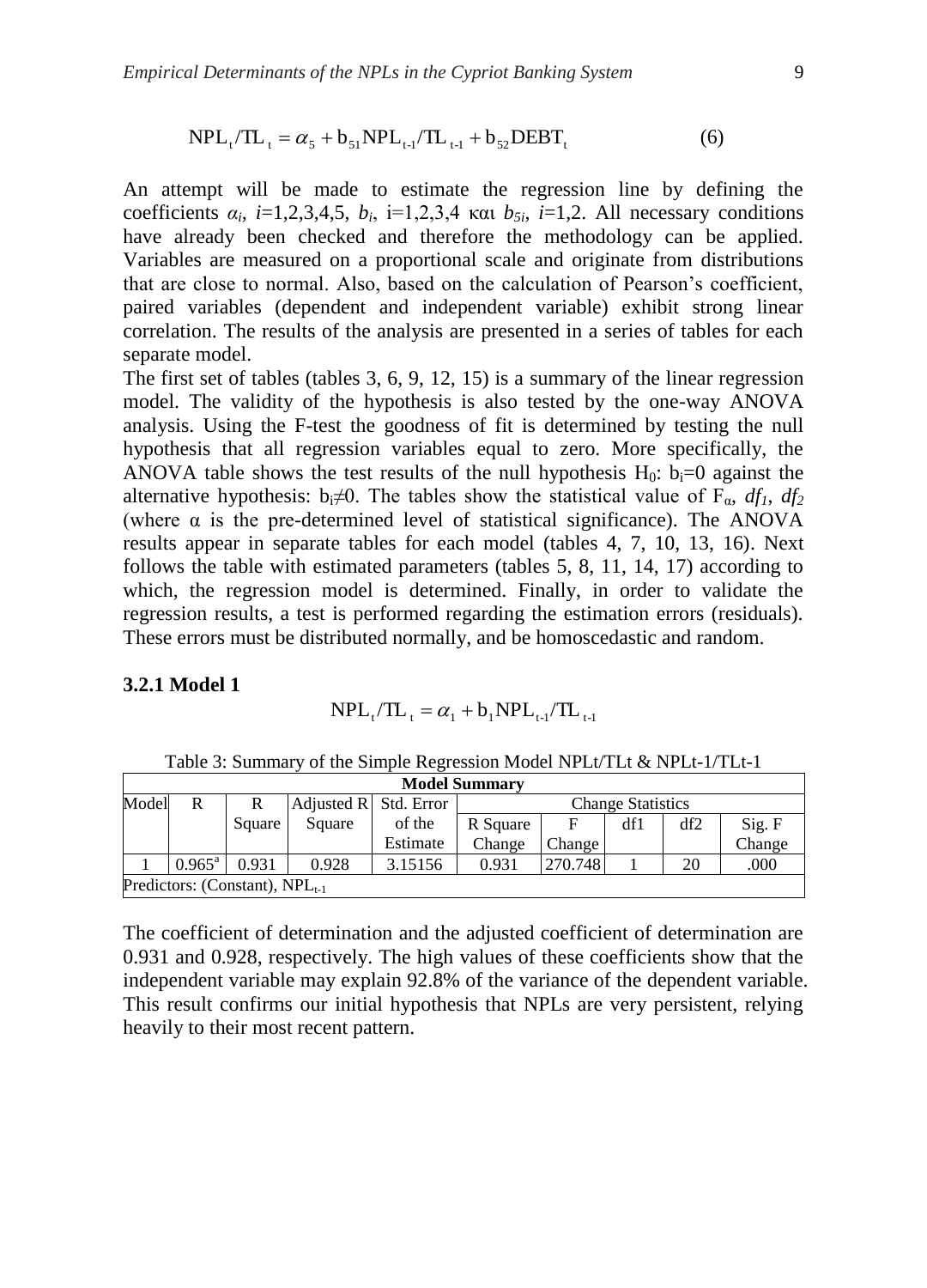$$\mathrm{NPL_t/TL_t} = \alpha_5 + \mathrm{b_{51}NPL_{t\text{-}1}/TL_{t\text{-}1}} + \mathrm{b_{52}DEBT_t} \tag{6}$$

An attempt will be made to estimate the regression line by defining the coefficients $\alpha_i$, $i$=1,2,3,4,5, $b_i$, i=1,2,3,4 και $b_{5i}$, $i$=1,2. All necessary conditions have already been checked and therefore the methodology can be applied. Variables are measured on a proportional scale and originate from distributions that are close to normal. Also, based on the calculation of Pearson's coefficient, paired variables (dependent and independent variable) exhibit strong linear correlation. The results of the analysis are presented in a series of tables for each separate model.

The first set of tables (tables 3, 6, 9, 12, 15) is a summary of the linear regression model. The validity of the hypothesis is also tested by the one-way ANOVA analysis. Using the F-test the goodness of fit is determined by testing the null hypothesis that all regression variables equal to zero. More specifically, the ANOVA table shows the test results of the null hypothesis $H_0$: $b_i$=0 against the alternative hypothesis: $b_i \neq 0$. The tables show the statistical value of $F_\alpha$, $df_1$, $df_2$ (where α is the pre-determined level of statistical significance). The ANOVA results appear in separate tables for each model (tables 4, 7, 10, 13, 16). Next follows the table with estimated parameters (tables 5, 8, 11, 14, 17) according to which, the regression model is determined. Finally, in order to validate the regression results, a test is performed regarding the estimation errors (residuals). These errors must be distributed normally, and be homoscedastic and random.

### 3.2.1 Model 1

$$\mathrm{NPL_t/TL_t} = \alpha_1 + \mathrm{b_1NPL_{t\text{-}1}/TL_{t\text{-}1}}$$

Table 3: Summary of the Simple Regression Model NPLt/TLt & NPLt-1/TLt-1

| Model Summary | | | | | | | | | |
|---|---|---|---|---|---|---|---|---|---|
| Model | R | R Square | Adjusted R Square | Std. Error of the Estimate | Change Statistics | | | | |
| | | | | | R Square Change | F Change | df1 | df2 | Sig. F Change |
| 1 | 0.965[a] | 0.931 | 0.928 | 3.15156 | 0.931 | 270.748 | 1 | 20 | .000 |
| Predictors: (Constant), $NPL_{t-1}$ | | | | | | | | | |

The coefficient of determination and the adjusted coefficient of determination are 0.931 and 0.928, respectively. The high values of these coefficients show that the independent variable may explain 92.8% of the variance of the dependent variable. This result confirms our initial hypothesis that NPLs are very persistent, relying heavily to their most recent pattern.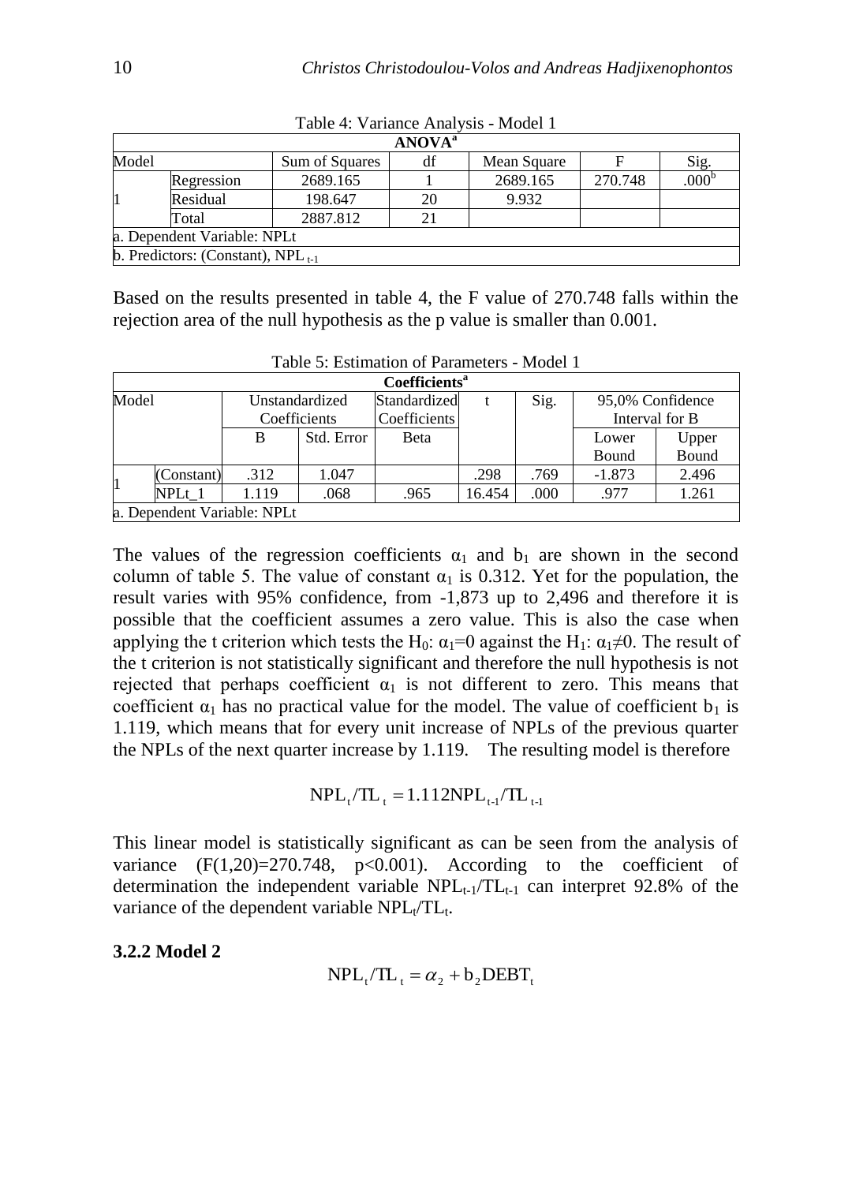Table 4: Variance Analysis - Model 1

| ANOVA[a] | | | | | | |
|---|---|---|---|---|---|---|
| Model | | Sum of Squares | df | Mean Square | F | Sig. |
| 1 | Regression | 2689.165 | 1 | 2689.165 | 270.748 | .000[b] |
| | Residual | 198.647 | 20 | 9.932 | | |
| | Total | 2887.812 | 21 | | | |
| a. Dependent Variable: NPLt | | | | | | |
| b. Predictors: (Constant), $NPL_{t-1}$ | | | | | | |

Based on the results presented in table 4, the F value of 270.748 falls within the rejection area of the null hypothesis as the p value is smaller than 0.001.

Table 5: Estimation of Parameters - Model 1

| Coefficients[a] | | | | | | | | |
|---|---|---|---|---|---|---|---|---|
| Model | | Unstandardized Coefficients | | Standardized Coefficients | t | Sig. | 95,0% Confidence Interval for B | |
| | | B | Std. Error | Beta | | | Lower Bound | Upper Bound |
| 1 | (Constant) | .312 | 1.047 | | .298 | .769 | -1.873 | 2.496 |
| | NPLt_1 | 1.119 | .068 | .965 | 16.454 | .000 | .977 | 1.261 |
| a. Dependent Variable: NPLt | | | | | | | | |

The values of the regression coefficients $\alpha_1$ and $b_1$ are shown in the second column of table 5. The value of constant $\alpha_1$ is 0.312. Yet for the population, the result varies with 95% confidence, from -1,873 up to 2,496 and therefore it is possible that the coefficient assumes a zero value. This is also the case when applying the t criterion which tests the $H_0$: $\alpha_1=0$ against the $H_1$: $\alpha_1 \neq 0$. The result of the t criterion is not statistically significant and therefore the null hypothesis is not rejected that perhaps coefficient $\alpha_1$ is not different to zero. This means that coefficient $\alpha_1$ has no practical value for the model. The value of coefficient $b_1$ is 1.119, which means that for every unit increase of NPLs of the previous quarter the NPLs of the next quarter increase by 1.119. The resulting model is therefore

$$NPL_t/TL_t = 1.112 NPL_{t-1}/TL_{t-1}$$

This linear model is statistically significant as can be seen from the analysis of variance ($F(1,20)=270.748$, $p<0.001$). According to the coefficient of determination the independent variable $NPL_{t-1}/TL_{t-1}$ can interpret 92.8% of the variance of the dependent variable $NPL_t/TL_t$.

### 3.2.2 Model 2

$$NPL_t/TL_t = \alpha_2 + b_2 DEBT_t$$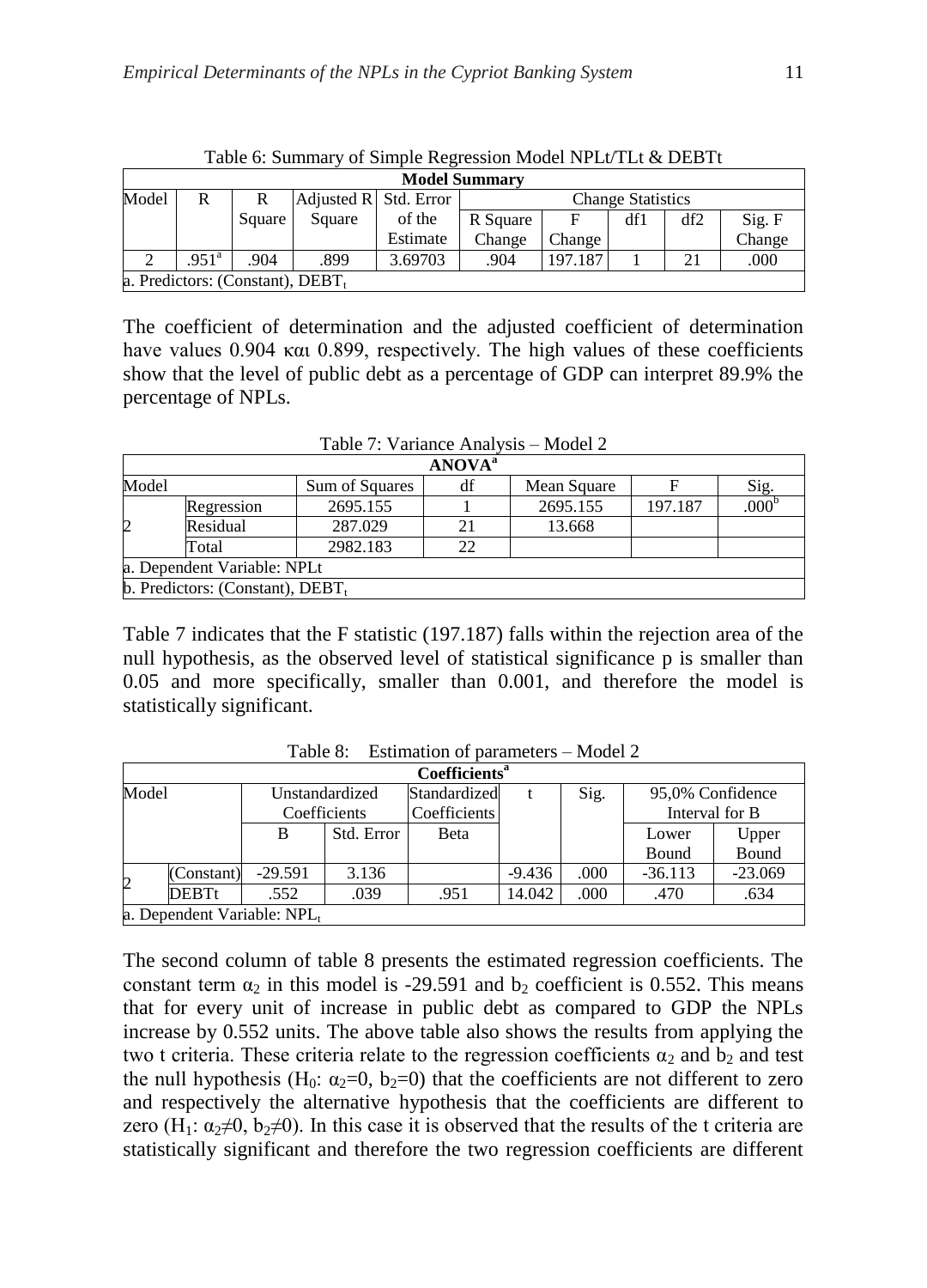Table 6: Summary of Simple Regression Model NPLt/TLt & DEBTt

| Model Summary | | | | | | | | | |
|---|---|---|---|---|---|---|---|---|---|
| Model | R | R Square | Adjusted R Square | Std. Error of the Estimate | Change Statistics | | | | |
| | | | | | R Square Change | F Change | df1 | df2 | Sig. F Change |
| 2 | .951[a] | .904 | .899 | 3.69703 | .904 | 197.187 | 1 | 21 | .000 |
| a. Predictors: (Constant), $DEBT_t$ | | | | | | | | | |

The coefficient of determination and the adjusted coefficient of determination have values 0.904 και 0.899, respectively. The high values of these coefficients show that the level of public debt as a percentage of GDP can interpret 89.9% the percentage of NPLs.

Table 7: Variance Analysis – Model 2

| ANOVA[a] | | | | | | |
|---|---|---|---|---|---|---|
| Model | | Sum of Squares | df | Mean Square | F | Sig. |
| 2 | Regression | 2695.155 | 1 | 2695.155 | 197.187 | .000[b] |
| | Residual | 287.029 | 21 | 13.668 | | |
| | Total | 2982.183 | 22 | | | |
| a. Dependent Variable: NPLt | | | | | | |
| b. Predictors: (Constant), $DEBT_t$ | | | | | | |

Table 7 indicates that the F statistic (197.187) falls within the rejection area of the null hypothesis, as the observed level of statistical significance p is smaller than 0.05 and more specifically, smaller than 0.001, and therefore the model is statistically significant.

Table 8: Estimation of parameters – Model 2

| Coefficients[a] | | | | | | | | |
|---|---|---|---|---|---|---|---|---|
| Model | | Unstandardized Coefficients | | Standardized Coefficients | t | Sig. | 95,0% Confidence Interval for B | |
| | | B | Std. Error | Beta | | | Lower Bound | Upper Bound |
| 2 | (Constant) | -29.591 | 3.136 | | -9.436 | .000 | -36.113 | -23.069 |
| | DEBTt | .552 | .039 | .951 | 14.042 | .000 | .470 | .634 |
| a. Dependent Variable: $NPL_t$ | | | | | | | | |

The second column of table 8 presents the estimated regression coefficients. The constant term $\alpha_2$ in this model is -29.591 and $b_2$ coefficient is 0.552. This means that for every unit of increase in public debt as compared to GDP the NPLs increase by 0.552 units. The above table also shows the results from applying the two t criteria. These criteria relate to the regression coefficients $\alpha_2$ and $b_2$ and test the null hypothesis ($H_0$: $\alpha_2=0$, $b_2=0$) that the coefficients are not different to zero and respectively the alternative hypothesis that the coefficients are different to zero ($H_1$: $\alpha_2 \neq 0$, $b_2 \neq 0$). In this case it is observed that the results of the t criteria are statistically significant and therefore the two regression coefficients are different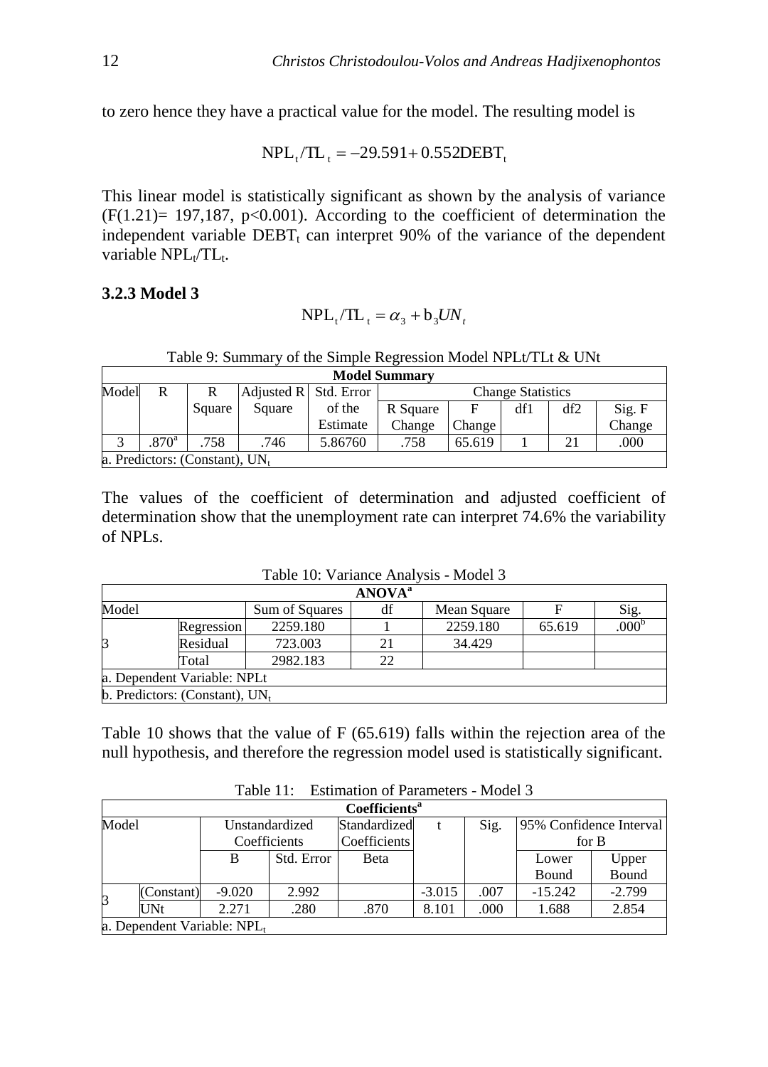to zero hence they have a practical value for the model. The resulting model is

$$\mathrm{NPL}_t/\mathrm{TL}_t = -29.591 + 0.552\mathrm{DEBT}_t$$

This linear model is statistically significant as shown by the analysis of variance ($F(1.21)= 197{,}187$, $p<0.001$). According to the coefficient of determination the independent variable $\mathrm{DEBT}_t$ can interpret 90% of the variance of the dependent variable $\mathrm{NPL}_t/\mathrm{TL}_t$.

### 3.2.3 Model 3

$$\mathrm{NPL}_t/\mathrm{TL}_t = \alpha_3 + \mathrm{b}_3 UN_t$$

Table 9: Summary of the Simple Regression Model NPLt/TLt & UNt

| **Model Summary** | | | | | | | | | |
|---|---|---|---|---|---|---|---|---|---|
| Model | R | R Square | Adjusted R Square | Std. Error of the Estimate | Change Statistics | | | | |
| | | | | | R Square Change | F Change | df1 | df2 | Sig. F Change |
| 3 | .870[a] | .758 | .746 | 5.86760 | .758 | 65.619 | 1 | 21 | .000 |
| a. Predictors: (Constant), $UN_t$ | | | | | | | | | |

The values of the coefficient of determination and adjusted coefficient of determination show that the unemployment rate can interpret 74.6% the variability of NPLs.

Table 10: Variance Analysis - Model 3

| **ANOVA[a]** | | | | | | |
|---|---|---|---|---|---|---|
| Model | | Sum of Squares | df | Mean Square | F | Sig. |
| 3 | Regression | 2259.180 | 1 | 2259.180 | 65.619 | .000[b] |
| | Residual | 723.003 | 21 | 34.429 | | |
| | Total | 2982.183 | 22 | | | |
| a. Dependent Variable: NPLt | | | | | | |
| b. Predictors: (Constant), $UN_t$ | | | | | | |

Table 10 shows that the value of F (65.619) falls within the rejection area of the null hypothesis, and therefore the regression model used is statistically significant.

Table 11: Estimation of Parameters - Model 3

| **Coefficients[a]** | | | | | | | | |
|---|---|---|---|---|---|---|---|---|
| Model | | Unstandardized Coefficients | | Standardized Coefficients | t | Sig. | 95% Confidence Interval for B | |
| | | B | Std. Error | Beta | | | Lower Bound | Upper Bound |
| 3 | (Constant) | -9.020 | 2.992 | | -3.015 | .007 | -15.242 | -2.799 |
| | UNt | 2.271 | .280 | .870 | 8.101 | .000 | 1.688 | 2.854 |
| a. Dependent Variable: $NPL_t$ | | | | | | | | |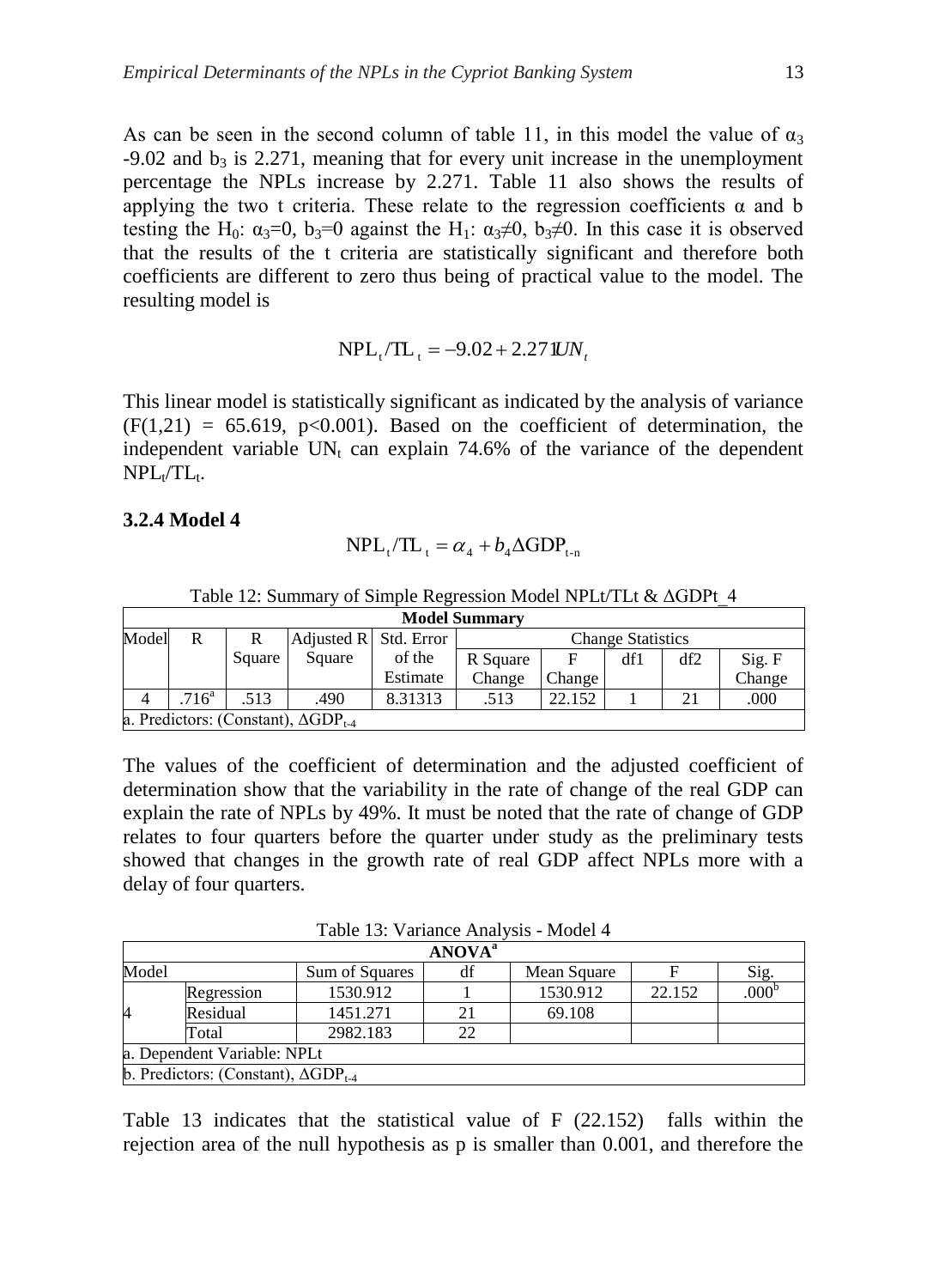As can be seen in the second column of table 11, in this model the value of $\alpha_3$ -9.02 and $b_3$ is 2.271, meaning that for every unit increase in the unemployment percentage the NPLs increase by 2.271. Table 11 also shows the results of applying the two t criteria. These relate to the regression coefficients α and b testing the $H_0$: $\alpha_3=0$, $b_3=0$ against the $H_1$: $\alpha_3 \neq 0$, $b_3 \neq 0$. In this case it is observed that the results of the t criteria are statistically significant and therefore both coefficients are different to zero thus being of practical value to the model. The resulting model is

$$\mathrm{NPL}_t/\mathrm{TL}_t = -9.02 + 2.271 UN_t$$

This linear model is statistically significant as indicated by the analysis of variance ($F(1,21) = 65.619$, $p<0.001$). Based on the coefficient of determination, the independent variable $UN_t$ can explain 74.6% of the variance of the dependent $NPL_t/TL_t$.

### 3.2.4 Model 4

$$\mathrm{NPL}_t/\mathrm{TL}_t = \alpha_4 + b_4 \Delta \mathrm{GDP}_{t\text{-}n}$$

Table 12: Summary of Simple Regression Model NPLt/TLt & ΔGDPt_4

| Model Summary | | | | | | | | | |
|---|---|---|---|---|---|---|---|---|---|
| Model | R | R Square | Adjusted R Square | Std. Error of the Estimate | Change Statistics | | | | |
| | | | | | R Square Change | F Change | df1 | df2 | Sig. F Change |
| 4 | .716[a] | .513 | .490 | 8.31313 | .513 | 22.152 | 1 | 21 | .000 |
| a. Predictors: (Constant), $\Delta GDP_{t-4}$ | | | | | | | | | |

The values of the coefficient of determination and the adjusted coefficient of determination show that the variability in the rate of change of the real GDP can explain the rate of NPLs by 49%. It must be noted that the rate of change of GDP relates to four quarters before the quarter under study as the preliminary tests showed that changes in the growth rate of real GDP affect NPLs more with a delay of four quarters.

Table 13: Variance Analysis - Model 4

| ANOVA[a] | | | | | | |
|---|---|---|---|---|---|---|
| Model | | Sum of Squares | df | Mean Square | F | Sig. |
| 4 | Regression | 1530.912 | 1 | 1530.912 | 22.152 | .000[b] |
| | Residual | 1451.271 | 21 | 69.108 | | |
| | Total | 2982.183 | 22 | | | |
| a. Dependent Variable: NPLt | | | | | | |
| b. Predictors: (Constant), $\Delta GDP_{t-4}$ | | | | | | |

Table 13 indicates that the statistical value of F (22.152) falls within the rejection area of the null hypothesis as p is smaller than 0.001, and therefore the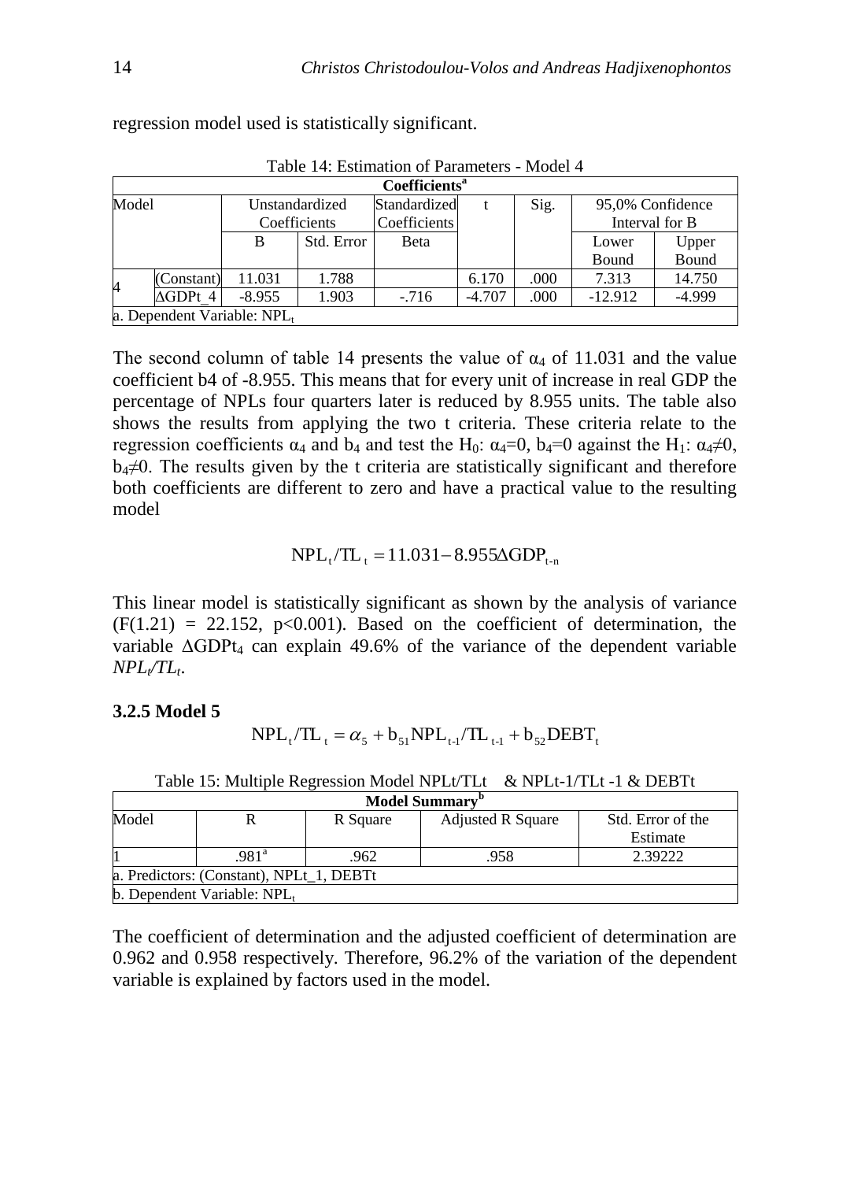regression model used is statistically significant.

Table 14: Estimation of Parameters - Model 4

| Coefficients[a] | | | | | | | | |
|---|---|---|---|---|---|---|---|---|
| Model | | Unstandardized Coefficients | | Standardized Coefficients | t | Sig. | 95,0% Confidence Interval for B | |
| | | B | Std. Error | Beta | | | Lower Bound | Upper Bound |
| 4 | (Constant) | 11.031 | 1.788 | | 6.170 | .000 | 7.313 | 14.750 |
| | ΔGDPt_4 | -8.955 | 1.903 | -.716 | -4.707 | .000 | -12.912 | -4.999 |
| a. Dependent Variable: $NPL_t$ | | | | | | | | |

The second column of table 14 presents the value of $\alpha_4$ of 11.031 and the value coefficient b4 of -8.955. This means that for every unit of increase in real GDP the percentage of NPLs four quarters later is reduced by 8.955 units. The table also shows the results from applying the two t criteria. These criteria relate to the regression coefficients $\alpha_4$ and $b_4$ and test the $H_0$: $\alpha_4=0$, $b_4=0$ against the $H_1$: $\alpha_4 \neq 0$, $b_4 \neq 0$. The results given by the t criteria are statistically significant and therefore both coefficients are different to zero and have a practical value to the resulting model

$$NPL_t/TL_t = 11.031 - 8.955\Delta GDP_{t-n}$$

This linear model is statistically significant as shown by the analysis of variance $(F(1.21) = 22.152,\ p<0.001)$. Based on the coefficient of determination, the variable $\Delta GDPt_4$ can explain 49.6% of the variance of the dependent variable $NPL_t/TL_t$.

### 3.2.5 Model 5

$$NPL_t/TL_t = \alpha_5 + b_{51}NPL_{t-1}/TL_{t-1} + b_{52}DEBT_t$$

Table 15: Multiple Regression Model NPLt/TLt & NPLt-1/TLt -1 & DEBTt

| Model Summary[b] | | | | |
|---|---|---|---|---|
| Model | R | R Square | Adjusted R Square | Std. Error of the Estimate |
| 1 | .981[a] | .962 | .958 | 2.39222 |
| a. Predictors: (Constant), NPLt_1, DEBTt | | | | |
| b. Dependent Variable: $NPL_t$ | | | | |

The coefficient of determination and the adjusted coefficient of determination are 0.962 and 0.958 respectively. Therefore, 96.2% of the variation of the dependent variable is explained by factors used in the model.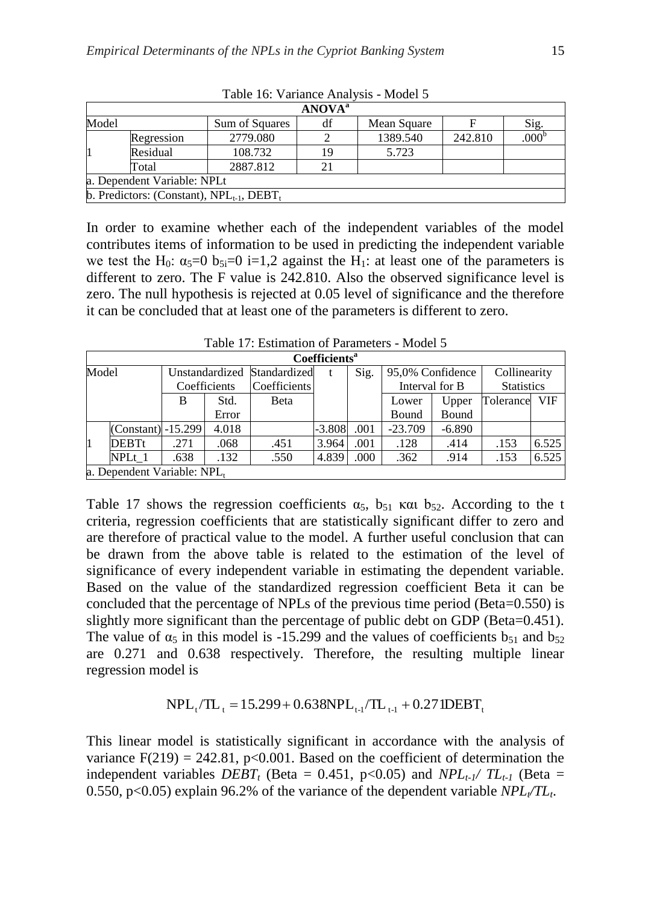Table 16: Variance Analysis - Model 5

| ANOVA[a] | | | | | | |
|---|---|---|---|---|---|---|
| Model | | Sum of Squares | df | Mean Square | F | Sig. |
| 1 | Regression | 2779.080 | 2 | 1389.540 | 242.810 | .000[b] |
| | Residual | 108.732 | 19 | 5.723 | | |
| | Total | 2887.812 | 21 | | | |
| a. Dependent Variable: NPLt | | | | | | |
| b. Predictors: (Constant), $NPL_{t-1}$, $DEBT_t$ | | | | | | |

In order to examine whether each of the independent variables of the model contributes items of information to be used in predicting the independent variable we test the $H_0$: $\alpha_5=0$ $b_{5i}=0$ i=1,2 against the $H_1$: at least one of the parameters is different to zero. The F value is 242.810. Also the observed significance level is zero. The null hypothesis is rejected at 0.05 level of significance and the therefore it can be concluded that at least one of the parameters is different to zero.

Table 17: Estimation of Parameters - Model 5

| Coefficients[a] | | | | | | | | | | |
|---|---|---|---|---|---|---|---|---|---|---|
| Model | | Unstandardized Coefficients | | Standardized Coefficients | t | Sig. | 95,0% Confidence Interval for B | | Collinearity Statistics | |
| | | B | Std. Error | Beta | | | Lower Bound | Upper Bound | Tolerance | VIF |
| 1 | (Constant) | -15.299 | 4.018 | | -3.808 | .001 | -23.709 | -6.890 | | |
| | DEBTt | .271 | .068 | .451 | 3.964 | .001 | .128 | .414 | .153 | 6.525 |
| | NPLt_1 | .638 | .132 | .550 | 4.839 | .000 | .362 | .914 | .153 | 6.525 |
| a. Dependent Variable: $NPL_t$ | | | | | | | | | | |

Table 17 shows the regression coefficients $\alpha_5$, $b_{51}$ και $b_{52}$. According to the t criteria, regression coefficients that are statistically significant differ to zero and are therefore of practical value to the model. A further useful conclusion that can be drawn from the above table is related to the estimation of the level of significance of every independent variable in estimating the dependent variable. Based on the value of the standardized regression coefficient Beta it can be concluded that the percentage of NPLs of the previous time period (Beta=0.550) is slightly more significant than the percentage of public debt on GDP (Beta=0.451). The value of $\alpha_5$ in this model is -15.299 and the values of coefficients $b_{51}$ and $b_{52}$ are 0.271 and 0.638 respectively. Therefore, the resulting multiple linear regression model is

$$NPL_t/TL_t = 15.299 + 0.638 NPL_{t-1}/TL_{t-1} + 0.271 DEBT_t$$

This linear model is statistically significant in accordance with the analysis of variance $F(219) = 242.81$, $p<0.001$. Based on the coefficient of determination the independent variables $DEBT_t$ (Beta = 0.451, $p<0.05$) and $NPL_{t-1}/TL_{t-1}$ (Beta = 0.550, $p<0.05$) explain 96.2% of the variance of the dependent variable $NPL_t/TL_t$.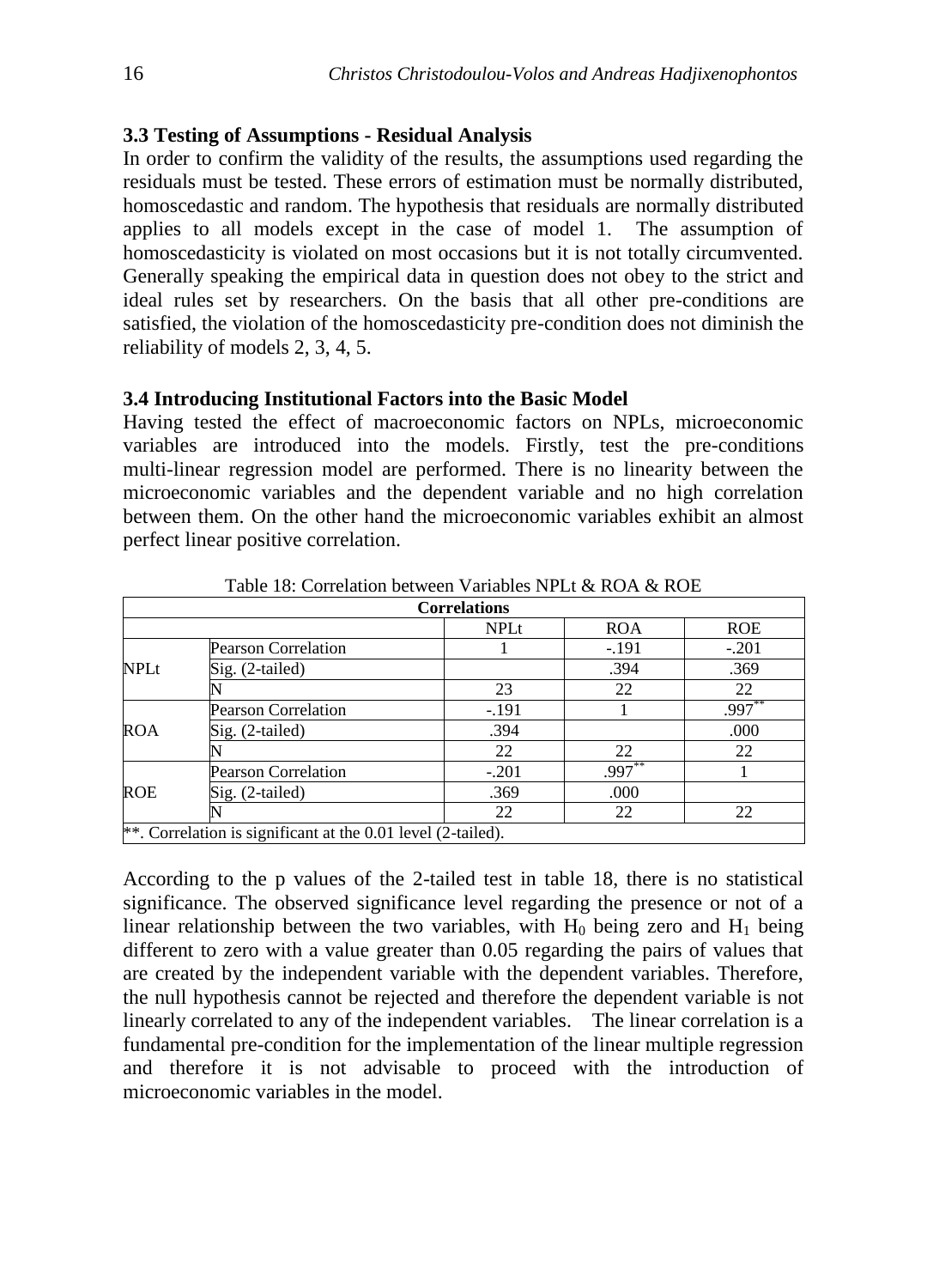### 3.3 Testing of Assumptions - Residual Analysis

In order to confirm the validity of the results, the assumptions used regarding the residuals must be tested. These errors of estimation must be normally distributed, homoscedastic and random. The hypothesis that residuals are normally distributed applies to all models except in the case of model 1. The assumption of homoscedasticity is violated on most occasions but it is not totally circumvented. Generally speaking the empirical data in question does not obey to the strict and ideal rules set by researchers. On the basis that all other pre-conditions are satisfied, the violation of the homoscedasticity pre-condition does not diminish the reliability of models 2, 3, 4, 5.

### 3.4 Introducing Institutional Factors into the Basic Model

Having tested the effect of macroeconomic factors on NPLs, microeconomic variables are introduced into the models. Firstly, test the pre-conditions multi-linear regression model are performed. There is no linearity between the microeconomic variables and the dependent variable and no high correlation between them. On the other hand the microeconomic variables exhibit an almost perfect linear positive correlation.

Table 18: Correlation between Variables NPLt & ROA & ROE

| Correlations | | | | |
|---|---|---|---|---|
| | | NPLt | ROA | ROE |
| NPLt | Pearson Correlation | 1 | -.191 | -.201 |
| | Sig. (2-tailed) | | .394 | .369 |
| | N | 23 | 22 | 22 |
| ROA | Pearson Correlation | -.191 | 1 | .997** |
| | Sig. (2-tailed) | .394 | | .000 |
| | N | 22 | 22 | 22 |
| ROE | Pearson Correlation | -.201 | .997** | 1 |
| | Sig. (2-tailed) | .369 | .000 | |
| | N | 22 | 22 | 22 |
| **. Correlation is significant at the 0.01 level (2-tailed). | | | | |

According to the p values of the 2-tailed test in table 18, there is no statistical significance. The observed significance level regarding the presence or not of a linear relationship between the two variables, with $H_0$ being zero and $H_1$ being different to zero with a value greater than 0.05 regarding the pairs of values that are created by the independent variable with the dependent variables. Therefore, the null hypothesis cannot be rejected and therefore the dependent variable is not linearly correlated to any of the independent variables. The linear correlation is a fundamental pre-condition for the implementation of the linear multiple regression and therefore it is not advisable to proceed with the introduction of microeconomic variables in the model.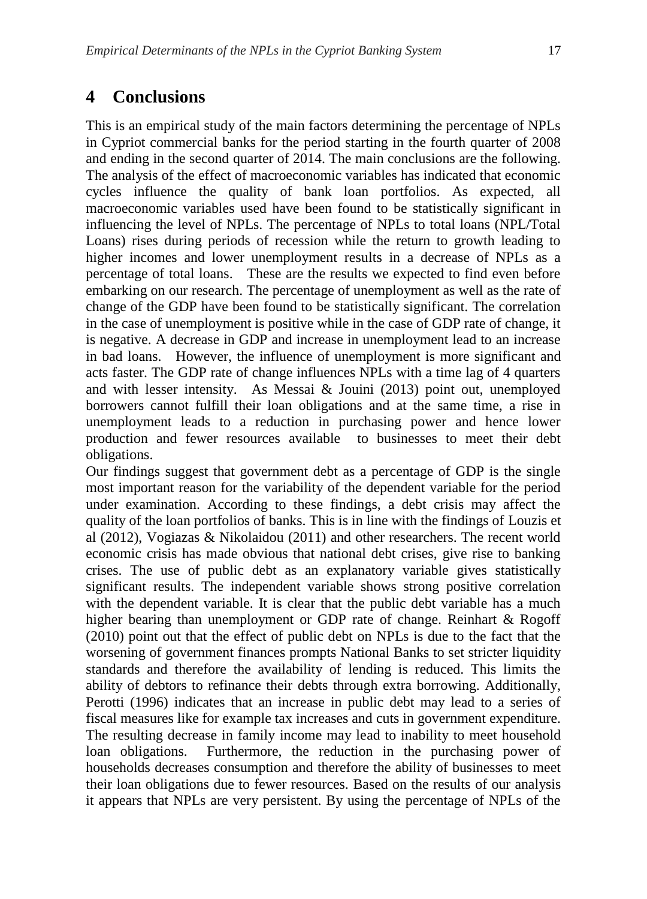## 4 Conclusions

This is an empirical study of the main factors determining the percentage of NPLs in Cypriot commercial banks for the period starting in the fourth quarter of 2008 and ending in the second quarter of 2014. The main conclusions are the following. The analysis of the effect of macroeconomic variables has indicated that economic cycles influence the quality of bank loan portfolios. As expected, all macroeconomic variables used have been found to be statistically significant in influencing the level of NPLs. The percentage of NPLs to total loans (NPL/Total Loans) rises during periods of recession while the return to growth leading to higher incomes and lower unemployment results in a decrease of NPLs as a percentage of total loans. These are the results we expected to find even before embarking on our research. The percentage of unemployment as well as the rate of change of the GDP have been found to be statistically significant. The correlation in the case of unemployment is positive while in the case of GDP rate of change, it is negative. A decrease in GDP and increase in unemployment lead to an increase in bad loans. However, the influence of unemployment is more significant and acts faster. The GDP rate of change influences NPLs with a time lag of 4 quarters and with lesser intensity. As Messai & Jouini (2013) point out, unemployed borrowers cannot fulfill their loan obligations and at the same time, a rise in unemployment leads to a reduction in purchasing power and hence lower production and fewer resources available to businesses to meet their debt obligations.

Our findings suggest that government debt as a percentage of GDP is the single most important reason for the variability of the dependent variable for the period under examination. According to these findings, a debt crisis may affect the quality of the loan portfolios of banks. This is in line with the findings of Louzis et al (2012), Vogiazas & Nikolaidou (2011) and other researchers. The recent world economic crisis has made obvious that national debt crises, give rise to banking crises. The use of public debt as an explanatory variable gives statistically significant results. The independent variable shows strong positive correlation with the dependent variable. It is clear that the public debt variable has a much higher bearing than unemployment or GDP rate of change. Reinhart & Rogoff (2010) point out that the effect of public debt on NPLs is due to the fact that the worsening of government finances prompts National Banks to set stricter liquidity standards and therefore the availability of lending is reduced. This limits the ability of debtors to refinance their debts through extra borrowing. Additionally, Perotti (1996) indicates that an increase in public debt may lead to a series of fiscal measures like for example tax increases and cuts in government expenditure. The resulting decrease in family income may lead to inability to meet household loan obligations. Furthermore, the reduction in the purchasing power of households decreases consumption and therefore the ability of businesses to meet their loan obligations due to fewer resources. Based on the results of our analysis it appears that NPLs are very persistent. By using the percentage of NPLs of the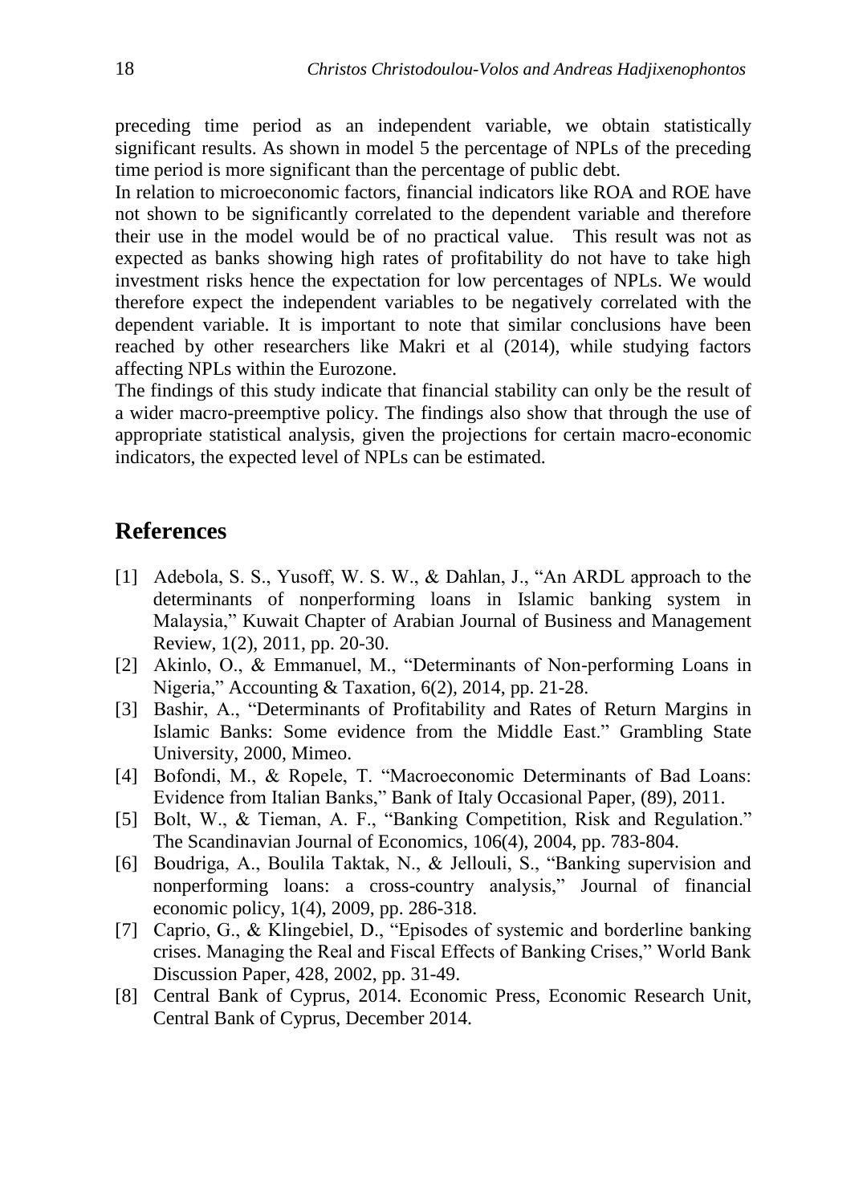preceding time period as an independent variable, we obtain statistically significant results. As shown in model 5 the percentage of NPLs of the preceding time period is more significant than the percentage of public debt.

In relation to microeconomic factors, financial indicators like ROA and ROE have not shown to be significantly correlated to the dependent variable and therefore their use in the model would be of no practical value. This result was not as expected as banks showing high rates of profitability do not have to take high investment risks hence the expectation for low percentages of NPLs. We would therefore expect the independent variables to be negatively correlated with the dependent variable. It is important to note that similar conclusions have been reached by other researchers like Makri et al (2014), while studying factors affecting NPLs within the Eurozone.

The findings of this study indicate that financial stability can only be the result of a wider macro-preemptive policy. The findings also show that through the use of appropriate statistical analysis, given the projections for certain macro-economic indicators, the expected level of NPLs can be estimated.

## References

[1] Adebola, S. S., Yusoff, W. S. W., & Dahlan, J., "An ARDL approach to the determinants of nonperforming loans in Islamic banking system in Malaysia," Kuwait Chapter of Arabian Journal of Business and Management Review, 1(2), 2011, pp. 20-30.

[2] Akinlo, O., & Emmanuel, M., "Determinants of Non-performing Loans in Nigeria," Accounting & Taxation, 6(2), 2014, pp. 21-28.

[3] Bashir, A., "Determinants of Profitability and Rates of Return Margins in Islamic Banks: Some evidence from the Middle East." Grambling State University, 2000, Mimeo.

[4] Bofondi, M., & Ropele, T. "Macroeconomic Determinants of Bad Loans: Evidence from Italian Banks," Bank of Italy Occasional Paper, (89), 2011.

[5] Bolt, W., & Tieman, A. F., "Banking Competition, Risk and Regulation." The Scandinavian Journal of Economics, 106(4), 2004, pp. 783-804.

[6] Boudriga, A., Boulila Taktak, N., & Jellouli, S., "Banking supervision and nonperforming loans: a cross-country analysis," Journal of financial economic policy, 1(4), 2009, pp. 286-318.

[7] Caprio, G., & Klingebiel, D., "Episodes of systemic and borderline banking crises. Managing the Real and Fiscal Effects of Banking Crises," World Bank Discussion Paper, 428, 2002, pp. 31-49.

[8] Central Bank of Cyprus, 2014. Economic Press, Economic Research Unit, Central Bank of Cyprus, December 2014.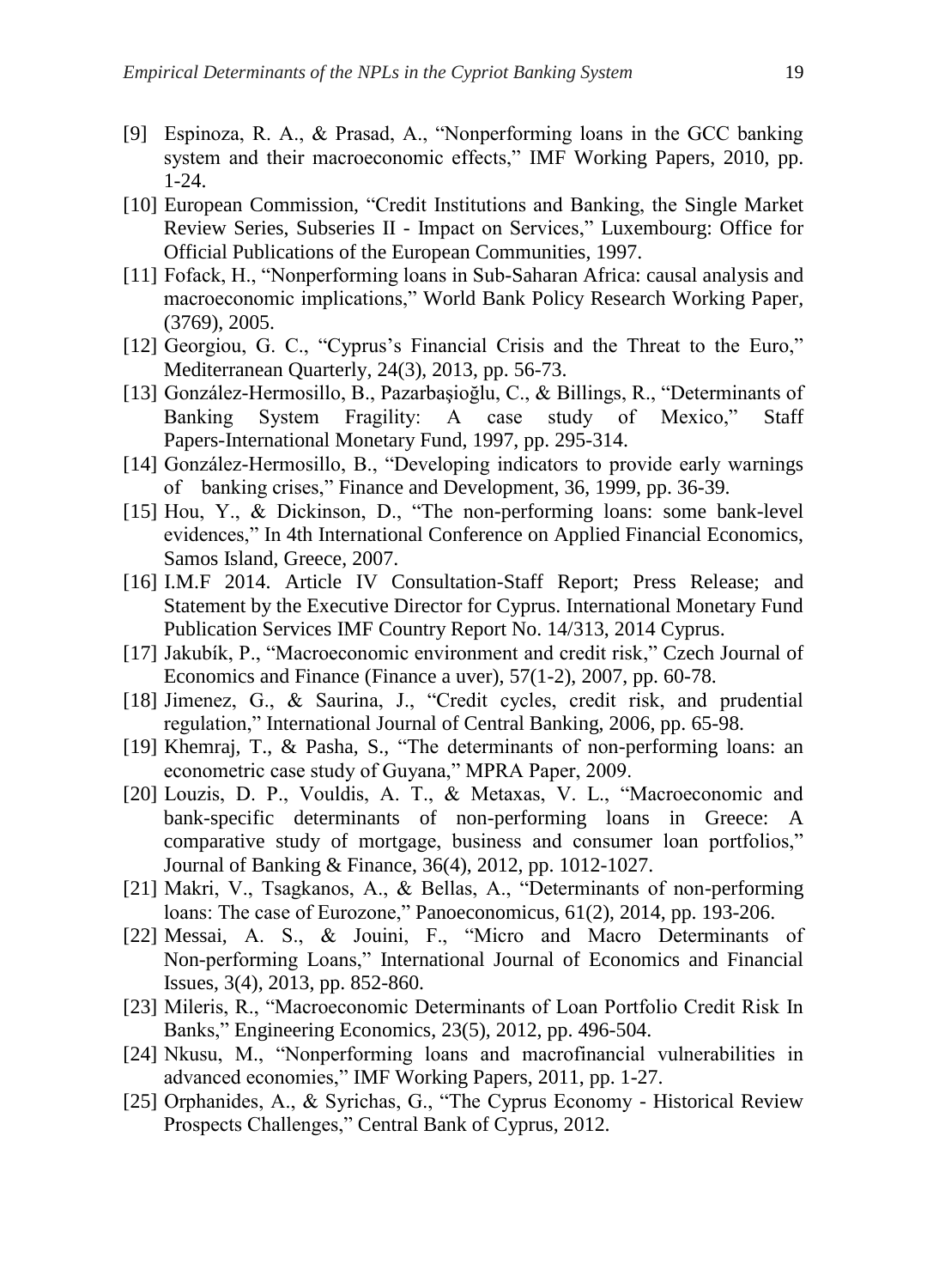[9] Espinoza, R. A., & Prasad, A., "Nonperforming loans in the GCC banking system and their macroeconomic effects," IMF Working Papers, 2010, pp. 1-24.

[10] European Commission, "Credit Institutions and Banking, the Single Market Review Series, Subseries II - Impact on Services," Luxembourg: Office for Official Publications of the European Communities, 1997.

[11] Fofack, H., "Nonperforming loans in Sub-Saharan Africa: causal analysis and macroeconomic implications," World Bank Policy Research Working Paper, (3769), 2005.

[12] Georgiou, G. C., "Cyprus's Financial Crisis and the Threat to the Euro," Mediterranean Quarterly, 24(3), 2013, pp. 56-73.

[13] González-Hermosillo, B., Pazarbaşioğlu, C., & Billings, R., "Determinants of Banking System Fragility: A case study of Mexico," Staff Papers-International Monetary Fund, 1997, pp. 295-314.

[14] González-Hermosillo, B., "Developing indicators to provide early warnings of banking crises," Finance and Development, 36, 1999, pp. 36-39.

[15] Hou, Y., & Dickinson, D., "The non-performing loans: some bank-level evidences," In 4th International Conference on Applied Financial Economics, Samos Island, Greece, 2007.

[16] I.M.F 2014. Article IV Consultation-Staff Report; Press Release; and Statement by the Executive Director for Cyprus. International Monetary Fund Publication Services IMF Country Report No. 14/313, 2014 Cyprus.

[17] Jakubík, P., "Macroeconomic environment and credit risk," Czech Journal of Economics and Finance (Finance a uver), 57(1-2), 2007, pp. 60-78.

[18] Jimenez, G., & Saurina, J., "Credit cycles, credit risk, and prudential regulation," International Journal of Central Banking, 2006, pp. 65-98.

[19] Khemraj, T., & Pasha, S., "The determinants of non-performing loans: an econometric case study of Guyana," MPRA Paper, 2009.

[20] Louzis, D. P., Vouldis, A. T., & Metaxas, V. L., "Macroeconomic and bank-specific determinants of non-performing loans in Greece: A comparative study of mortgage, business and consumer loan portfolios," Journal of Banking & Finance, 36(4), 2012, pp. 1012-1027.

[21] Makri, V., Tsagkanos, A., & Bellas, A., "Determinants of non-performing loans: The case of Eurozone," Panoeconomicus, 61(2), 2014, pp. 193-206.

[22] Messai, A. S., & Jouini, F., "Micro and Macro Determinants of Non-performing Loans," International Journal of Economics and Financial Issues, 3(4), 2013, pp. 852-860.

[23] Mileris, R., "Macroeconomic Determinants of Loan Portfolio Credit Risk In Banks," Engineering Economics, 23(5), 2012, pp. 496-504.

[24] Nkusu, M., "Nonperforming loans and macrofinancial vulnerabilities in advanced economies," IMF Working Papers, 2011, pp. 1-27.

[25] Orphanides, A., & Syrichas, G., "The Cyprus Economy - Historical Review Prospects Challenges," Central Bank of Cyprus, 2012.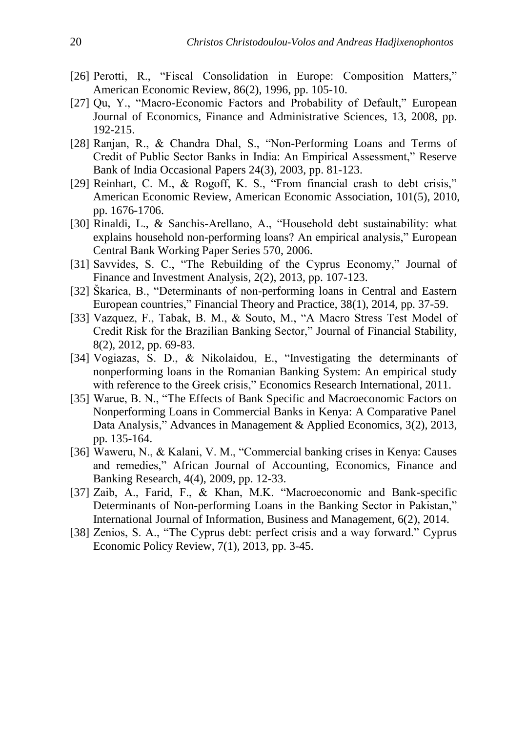[26] Perotti, R., "Fiscal Consolidation in Europe: Composition Matters," American Economic Review, 86(2), 1996, pp. 105-10.

[27] Qu, Y., "Macro-Economic Factors and Probability of Default," European Journal of Economics, Finance and Administrative Sciences, 13, 2008, pp. 192-215.

[28] Ranjan, R., & Chandra Dhal, S., "Non-Performing Loans and Terms of Credit of Public Sector Banks in India: An Empirical Assessment," Reserve Bank of India Occasional Papers 24(3), 2003, pp. 81-123.

[29] Reinhart, C. M., & Rogoff, K. S., "From financial crash to debt crisis," American Economic Review, American Economic Association, 101(5), 2010, pp. 1676-1706.

[30] Rinaldi, L., & Sanchis-Arellano, A., "Household debt sustainability: what explains household non-performing loans? An empirical analysis," European Central Bank Working Paper Series 570, 2006.

[31] Savvides, S. C., "The Rebuilding of the Cyprus Economy," Journal of Finance and Investment Analysis, 2(2), 2013, pp. 107-123.

[32] Škarica, B., "Determinants of non-performing loans in Central and Eastern European countries," Financial Theory and Practice, 38(1), 2014, pp. 37-59.

[33] Vazquez, F., Tabak, B. M., & Souto, M., "A Macro Stress Test Model of Credit Risk for the Brazilian Banking Sector," Journal of Financial Stability, 8(2), 2012, pp. 69-83.

[34] Vogiazas, S. D., & Nikolaidou, E., "Investigating the determinants of nonperforming loans in the Romanian Banking System: An empirical study with reference to the Greek crisis," Economics Research International, 2011.

[35] Warue, B. N., "The Effects of Bank Specific and Macroeconomic Factors on Nonperforming Loans in Commercial Banks in Kenya: A Comparative Panel Data Analysis," Advances in Management & Applied Economics, 3(2), 2013, pp. 135-164.

[36] Waweru, N., & Kalani, V. M., "Commercial banking crises in Kenya: Causes and remedies," African Journal of Accounting, Economics, Finance and Banking Research, 4(4), 2009, pp. 12-33.

[37] Zaib, A., Farid, F., & Khan, M.K. "Macroeconomic and Bank-specific Determinants of Non-performing Loans in the Banking Sector in Pakistan," International Journal of Information, Business and Management, 6(2), 2014.

[38] Zenios, S. A., "The Cyprus debt: perfect crisis and a way forward." Cyprus Economic Policy Review, 7(1), 2013, pp. 3-45.